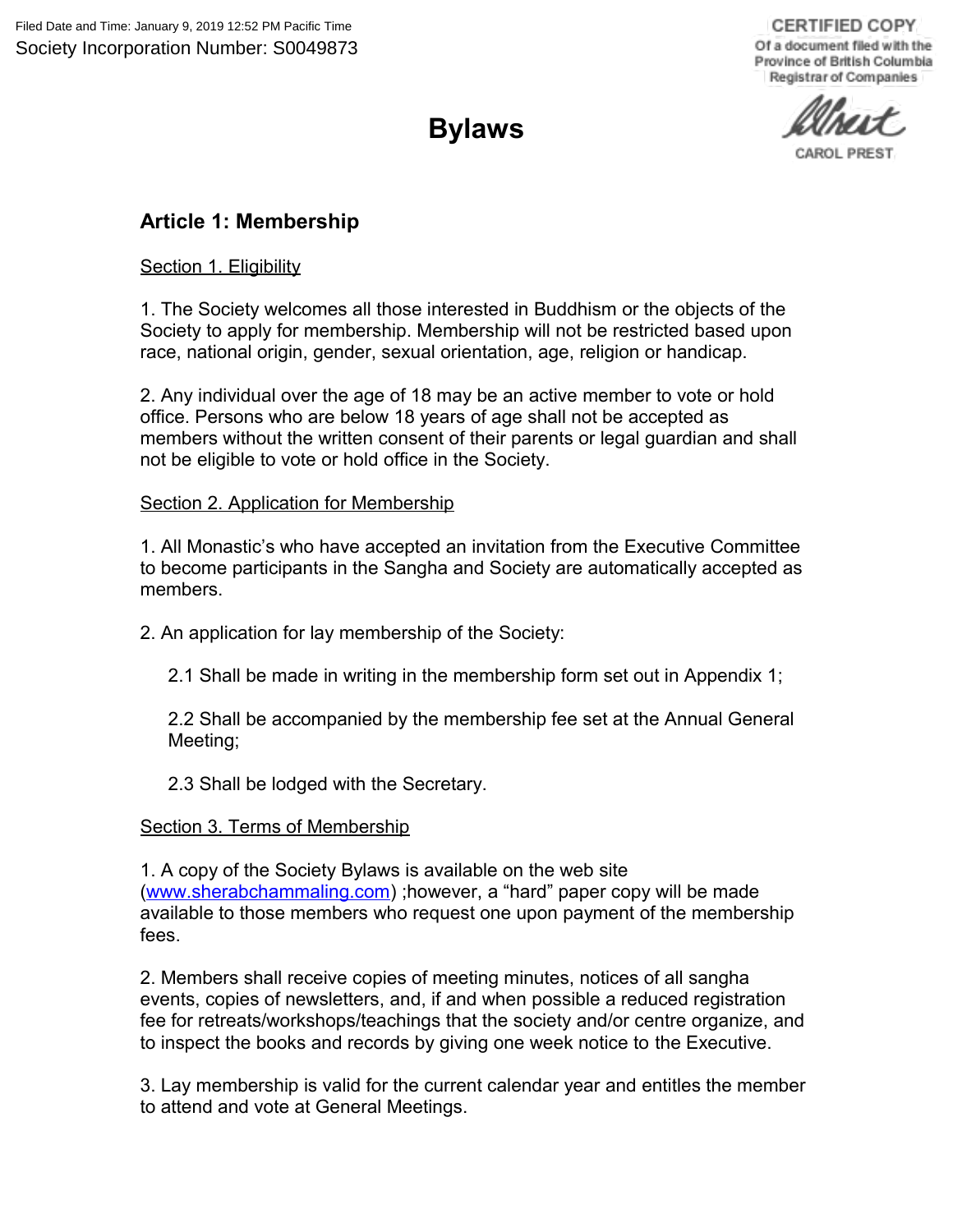Filed Date and Time: January 9, 2019 12:52 PM Pacific Time
Society Incorporation Number: S0049873

CERTIFIED COPY
Of a document filed with the Province of British Columbia Registrar of Companies
CAROL PREST

# Bylaws

## Article 1: Membership

Section 1. Eligibility

1. The Society welcomes all those interested in Buddhism or the objects of the Society to apply for membership. Membership will not be restricted based upon race, national origin, gender, sexual orientation, age, religion or handicap.

2. Any individual over the age of 18 may be an active member to vote or hold office. Persons who are below 18 years of age shall not be accepted as members without the written consent of their parents or legal guardian and shall not be eligible to vote or hold office in the Society.

Section 2. Application for Membership

1. All Monastic's who have accepted an invitation from the Executive Committee to become participants in the Sangha and Society are automatically accepted as members.

2. An application for lay membership of the Society:

   2.1 Shall be made in writing in the membership form set out in Appendix 1;

   2.2 Shall be accompanied by the membership fee set at the Annual General Meeting;

   2.3 Shall be lodged with the Secretary.

Section 3. Terms of Membership

1. A copy of the Society Bylaws is available on the web site (www.sherabchammaling.com) ;however, a "hard" paper copy will be made available to those members who request one upon payment of the membership fees.

2. Members shall receive copies of meeting minutes, notices of all sangha events, copies of newsletters, and, if and when possible a reduced registration fee for retreats/workshops/teachings that the society and/or centre organize, and to inspect the books and records by giving one week notice to the Executive.

3. Lay membership is valid for the current calendar year and entitles the member to attend and vote at General Meetings.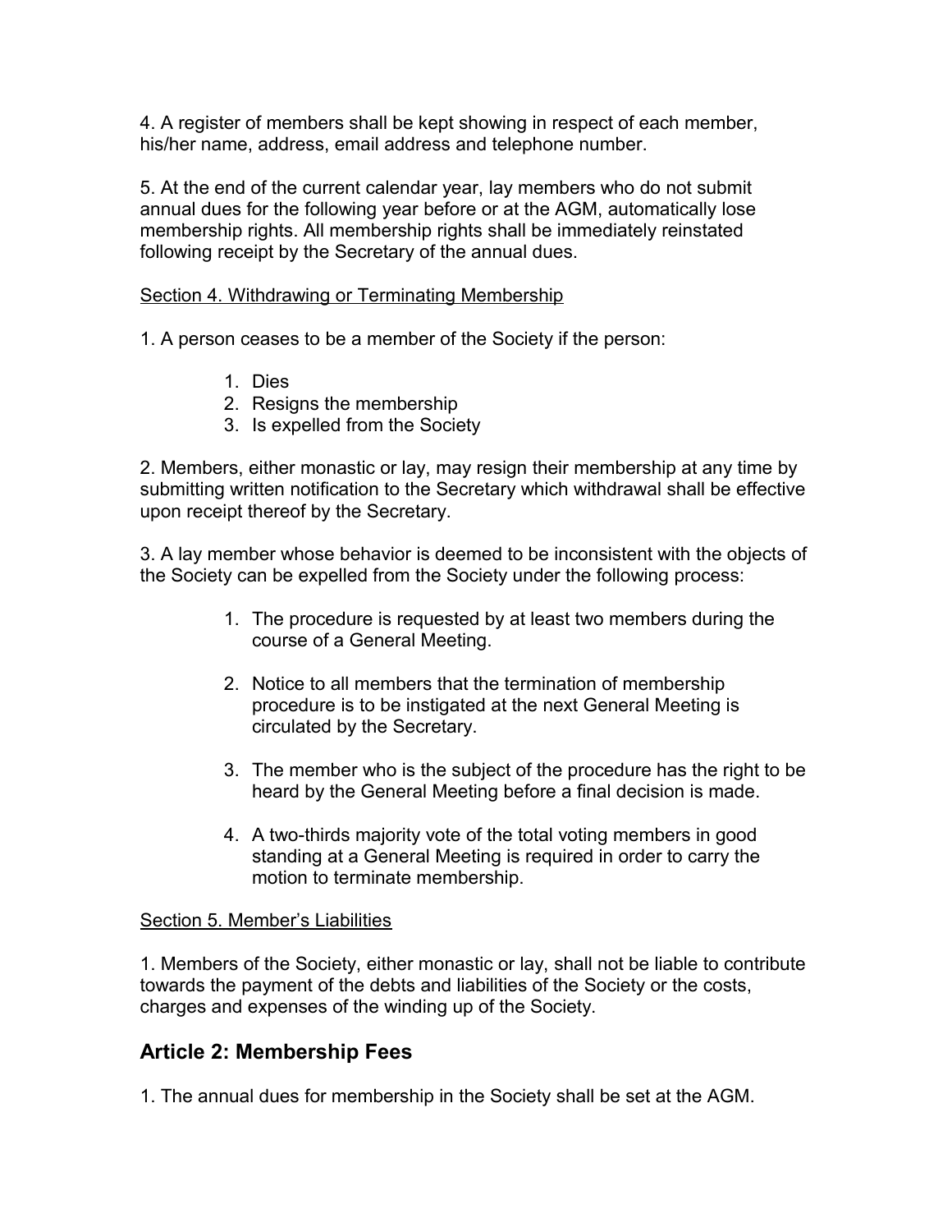4. A register of members shall be kept showing in respect of each member, his/her name, address, email address and telephone number.

5. At the end of the current calendar year, lay members who do not submit annual dues for the following year before or at the AGM, automatically lose membership rights. All membership rights shall be immediately reinstated following receipt by the Secretary of the annual dues.

<u>Section 4. Withdrawing or Terminating Membership</u>

1. A person ceases to be a member of the Society if the person:

    1. Dies
    2. Resigns the membership
    3. Is expelled from the Society

2. Members, either monastic or lay, may resign their membership at any time by submitting written notification to the Secretary which withdrawal shall be effective upon receipt thereof by the Secretary.

3. A lay member whose behavior is deemed to be inconsistent with the objects of the Society can be expelled from the Society under the following process:

    1. The procedure is requested by at least two members during the course of a General Meeting.

    2. Notice to all members that the termination of membership procedure is to be instigated at the next General Meeting is circulated by the Secretary.

    3. The member who is the subject of the procedure has the right to be heard by the General Meeting before a final decision is made.

    4. A two-thirds majority vote of the total voting members in good standing at a General Meeting is required in order to carry the motion to terminate membership.

<u>Section 5. Member's Liabilities</u>

1. Members of the Society, either monastic or lay, shall not be liable to contribute towards the payment of the debts and liabilities of the Society or the costs, charges and expenses of the winding up of the Society.

## Article 2: Membership Fees

1. The annual dues for membership in the Society shall be set at the AGM.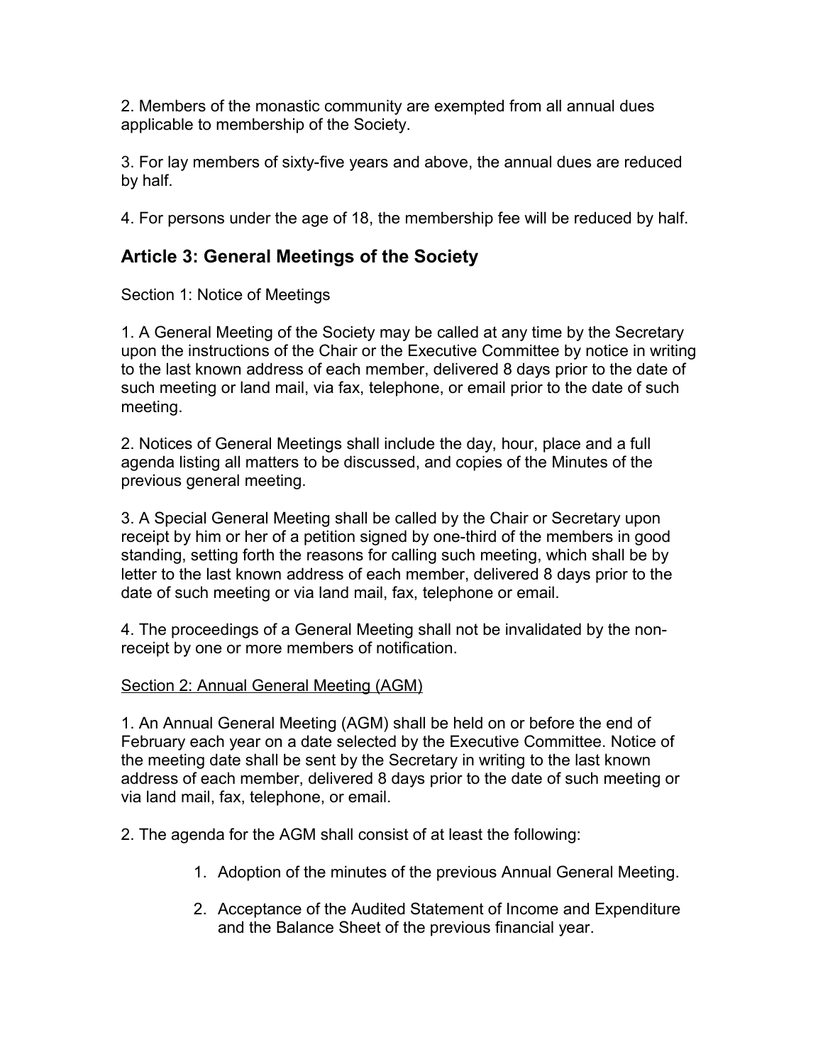2. Members of the monastic community are exempted from all annual dues applicable to membership of the Society.

3. For lay members of sixty-five years and above, the annual dues are reduced by half.

4. For persons under the age of 18, the membership fee will be reduced by half.

## Article 3: General Meetings of the Society

Section 1: Notice of Meetings

1. A General Meeting of the Society may be called at any time by the Secretary upon the instructions of the Chair or the Executive Committee by notice in writing to the last known address of each member, delivered 8 days prior to the date of such meeting or land mail, via fax, telephone, or email prior to the date of such meeting.

2. Notices of General Meetings shall include the day, hour, place and a full agenda listing all matters to be discussed, and copies of the Minutes of the previous general meeting.

3. A Special General Meeting shall be called by the Chair or Secretary upon receipt by him or her of a petition signed by one-third of the members in good standing, setting forth the reasons for calling such meeting, which shall be by letter to the last known address of each member, delivered 8 days prior to the date of such meeting or via land mail, fax, telephone or email.

4. The proceedings of a General Meeting shall not be invalidated by the non-receipt by one or more members of notification.

<u>Section 2: Annual General Meeting (AGM)</u>

1. An Annual General Meeting (AGM) shall be held on or before the end of February each year on a date selected by the Executive Committee. Notice of the meeting date shall be sent by the Secretary in writing to the last known address of each member, delivered 8 days prior to the date of such meeting or via land mail, fax, telephone, or email.

2. The agenda for the AGM shall consist of at least the following:

   1. Adoption of the minutes of the previous Annual General Meeting.

   2. Acceptance of the Audited Statement of Income and Expenditure and the Balance Sheet of the previous financial year.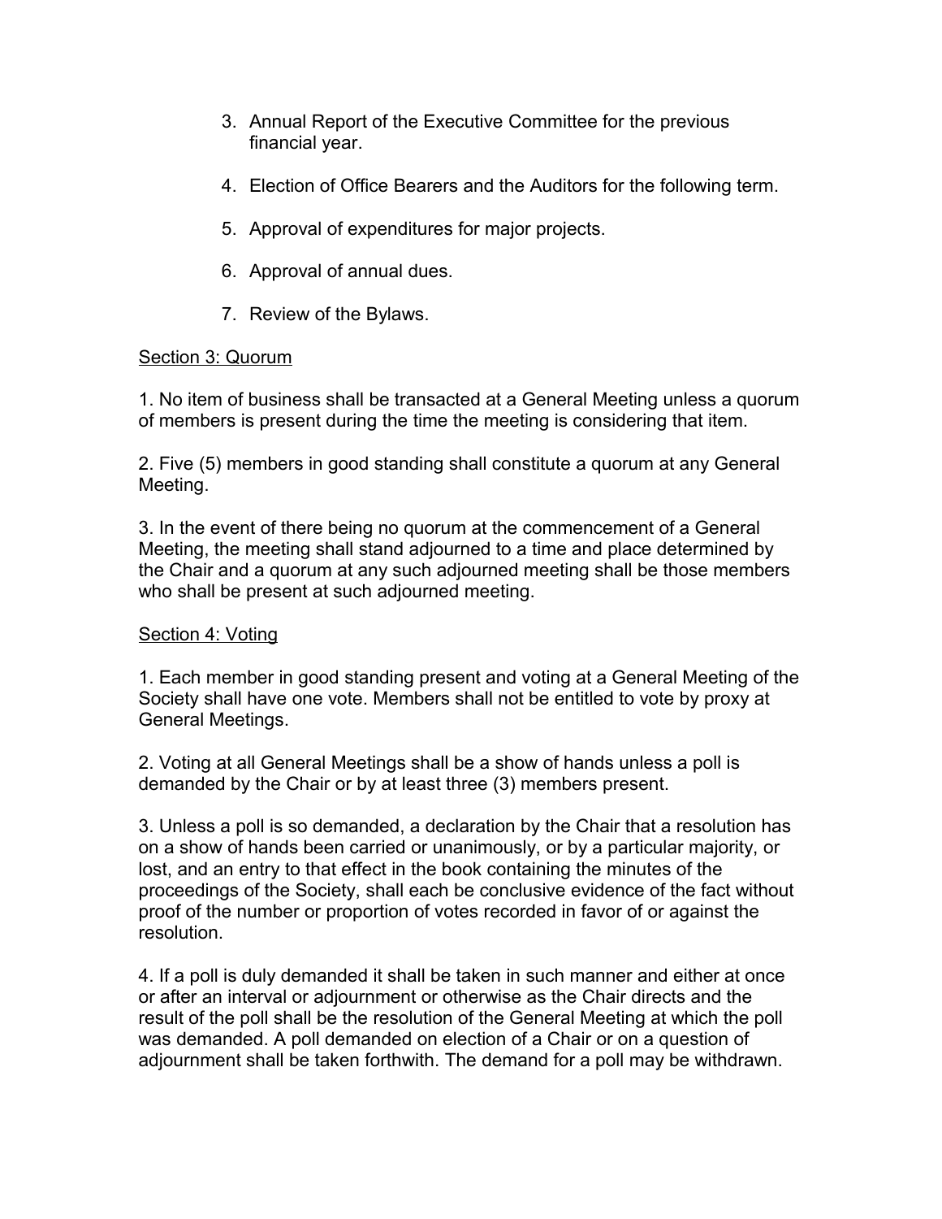3. Annual Report of the Executive Committee for the previous financial year.

4. Election of Office Bearers and the Auditors for the following term.

5. Approval of expenditures for major projects.

6. Approval of annual dues.

7. Review of the Bylaws.

<u>Section 3: Quorum</u>

1. No item of business shall be transacted at a General Meeting unless a quorum of members is present during the time the meeting is considering that item.

2. Five (5) members in good standing shall constitute a quorum at any General Meeting.

3. In the event of there being no quorum at the commencement of a General Meeting, the meeting shall stand adjourned to a time and place determined by the Chair and a quorum at any such adjourned meeting shall be those members who shall be present at such adjourned meeting.

<u>Section 4: Voting</u>

1. Each member in good standing present and voting at a General Meeting of the Society shall have one vote. Members shall not be entitled to vote by proxy at General Meetings.

2. Voting at all General Meetings shall be a show of hands unless a poll is demanded by the Chair or by at least three (3) members present.

3. Unless a poll is so demanded, a declaration by the Chair that a resolution has on a show of hands been carried or unanimously, or by a particular majority, or lost, and an entry to that effect in the book containing the minutes of the proceedings of the Society, shall each be conclusive evidence of the fact without proof of the number or proportion of votes recorded in favor of or against the resolution.

4. If a poll is duly demanded it shall be taken in such manner and either at once or after an interval or adjournment or otherwise as the Chair directs and the result of the poll shall be the resolution of the General Meeting at which the poll was demanded. A poll demanded on election of a Chair or on a question of adjournment shall be taken forthwith. The demand for a poll may be withdrawn.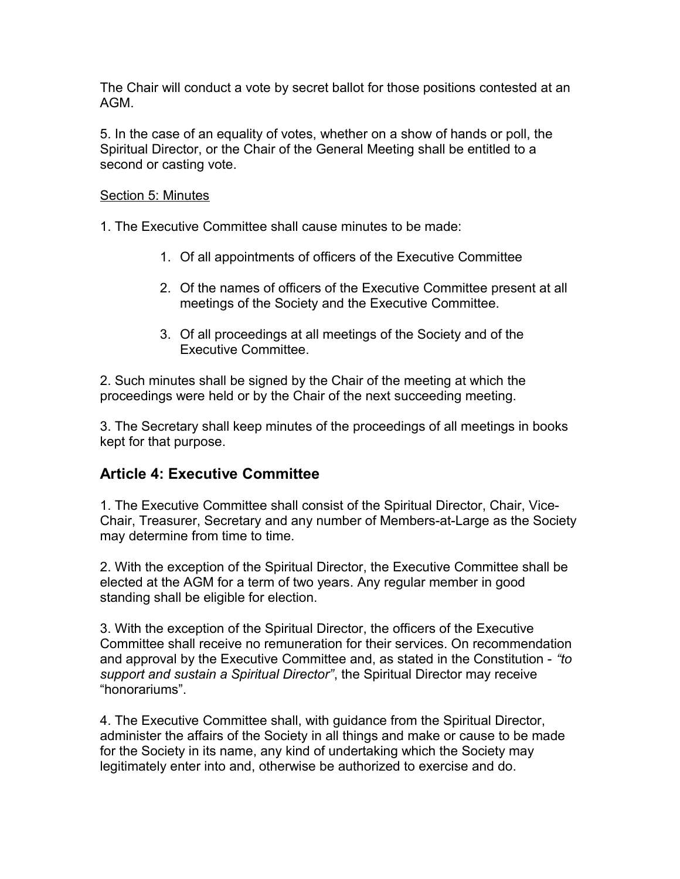The Chair will conduct a vote by secret ballot for those positions contested at an AGM.

5. In the case of an equality of votes, whether on a show of hands or poll, the Spiritual Director, or the Chair of the General Meeting shall be entitled to a second or casting vote.

<u>Section 5: Minutes</u>

1. The Executive Committee shall cause minutes to be made:

    1. Of all appointments of officers of the Executive Committee

    2. Of the names of officers of the Executive Committee present at all meetings of the Society and the Executive Committee.

    3. Of all proceedings at all meetings of the Society and of the Executive Committee.

2. Such minutes shall be signed by the Chair of the meeting at which the proceedings were held or by the Chair of the next succeeding meeting.

3. The Secretary shall keep minutes of the proceedings of all meetings in books kept for that purpose.

## Article 4: Executive Committee

1. The Executive Committee shall consist of the Spiritual Director, Chair, Vice-Chair, Treasurer, Secretary and any number of Members-at-Large as the Society may determine from time to time.

2. With the exception of the Spiritual Director, the Executive Committee shall be elected at the AGM for a term of two years. Any regular member in good standing shall be eligible for election.

3. With the exception of the Spiritual Director, the officers of the Executive Committee shall receive no remuneration for their services. On recommendation and approval by the Executive Committee and, as stated in the Constitution - *"to support and sustain a Spiritual Director"*, the Spiritual Director may receive "honorariums".

4. The Executive Committee shall, with guidance from the Spiritual Director, administer the affairs of the Society in all things and make or cause to be made for the Society in its name, any kind of undertaking which the Society may legitimately enter into and, otherwise be authorized to exercise and do.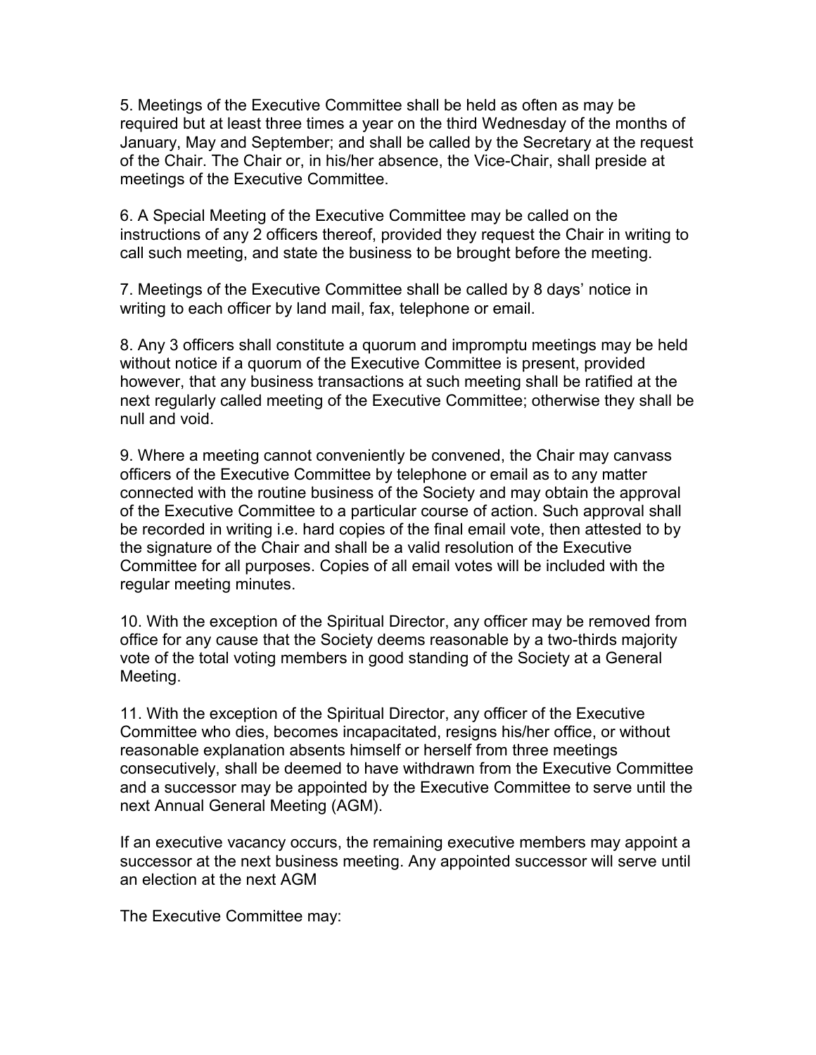5. Meetings of the Executive Committee shall be held as often as may be required but at least three times a year on the third Wednesday of the months of January, May and September; and shall be called by the Secretary at the request of the Chair. The Chair or, in his/her absence, the Vice-Chair, shall preside at meetings of the Executive Committee.

6. A Special Meeting of the Executive Committee may be called on the instructions of any 2 officers thereof, provided they request the Chair in writing to call such meeting, and state the business to be brought before the meeting.

7. Meetings of the Executive Committee shall be called by 8 days' notice in writing to each officer by land mail, fax, telephone or email.

8. Any 3 officers shall constitute a quorum and impromptu meetings may be held without notice if a quorum of the Executive Committee is present, provided however, that any business transactions at such meeting shall be ratified at the next regularly called meeting of the Executive Committee; otherwise they shall be null and void.

9. Where a meeting cannot conveniently be convened, the Chair may canvass officers of the Executive Committee by telephone or email as to any matter connected with the routine business of the Society and may obtain the approval of the Executive Committee to a particular course of action. Such approval shall be recorded in writing i.e. hard copies of the final email vote, then attested to by the signature of the Chair and shall be a valid resolution of the Executive Committee for all purposes. Copies of all email votes will be included with the regular meeting minutes.

10. With the exception of the Spiritual Director, any officer may be removed from office for any cause that the Society deems reasonable by a two-thirds majority vote of the total voting members in good standing of the Society at a General Meeting.

11. With the exception of the Spiritual Director, any officer of the Executive Committee who dies, becomes incapacitated, resigns his/her office, or without reasonable explanation absents himself or herself from three meetings consecutively, shall be deemed to have withdrawn from the Executive Committee and a successor may be appointed by the Executive Committee to serve until the next Annual General Meeting (AGM).

If an executive vacancy occurs, the remaining executive members may appoint a successor at the next business meeting. Any appointed successor will serve until an election at the next AGM

The Executive Committee may: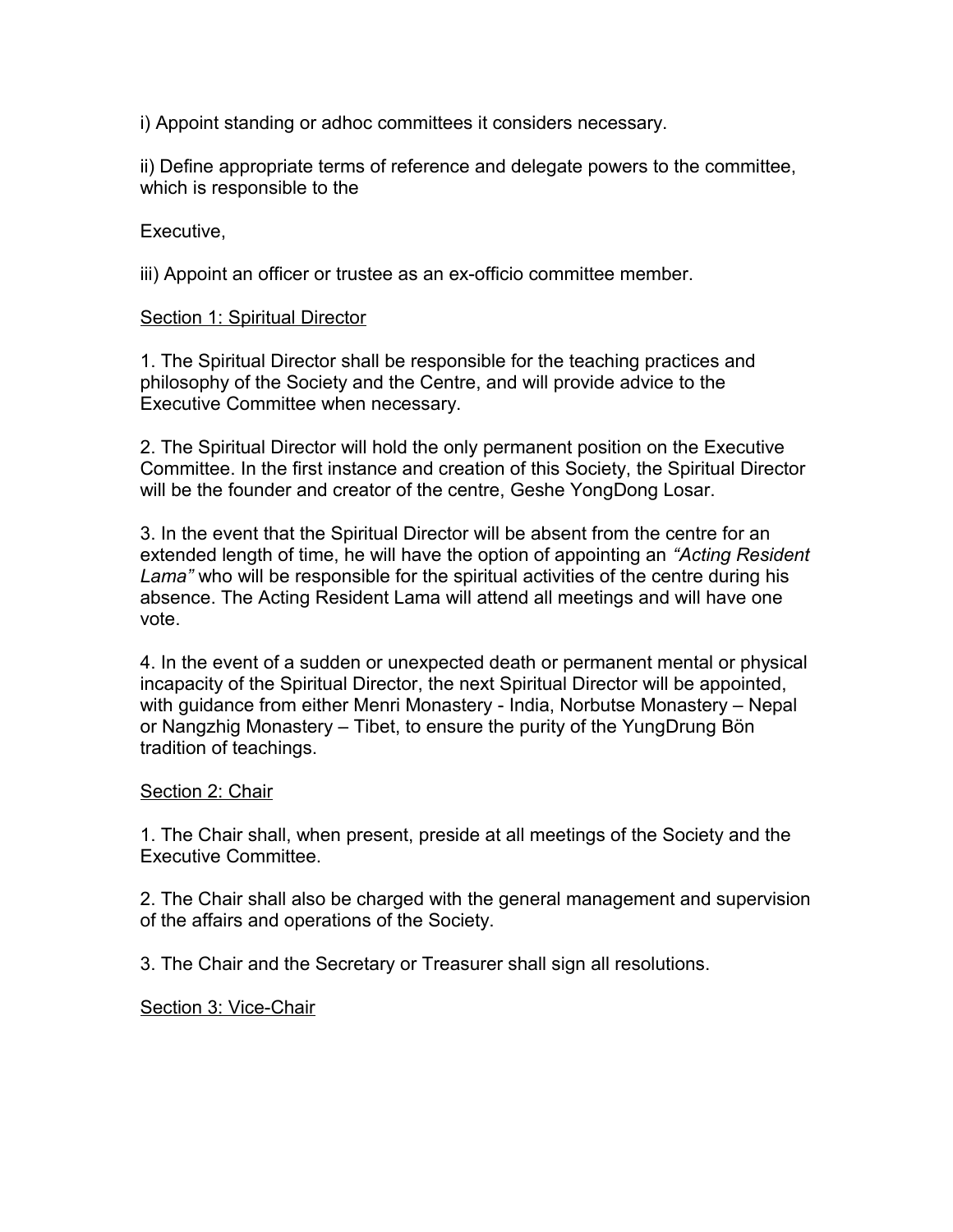i) Appoint standing or adhoc committees it considers necessary.

ii) Define appropriate terms of reference and delegate powers to the committee, which is responsible to the

Executive,

iii) Appoint an officer or trustee as an ex-officio committee member.

<u>Section 1: Spiritual Director</u>

1. The Spiritual Director shall be responsible for the teaching practices and philosophy of the Society and the Centre, and will provide advice to the Executive Committee when necessary.

2. The Spiritual Director will hold the only permanent position on the Executive Committee. In the first instance and creation of this Society, the Spiritual Director will be the founder and creator of the centre, Geshe YongDong Losar.

3. In the event that the Spiritual Director will be absent from the centre for an extended length of time, he will have the option of appointing an *"Acting Resident Lama"* who will be responsible for the spiritual activities of the centre during his absence. The Acting Resident Lama will attend all meetings and will have one vote.

4. In the event of a sudden or unexpected death or permanent mental or physical incapacity of the Spiritual Director, the next Spiritual Director will be appointed, with guidance from either Menri Monastery - India, Norbutse Monastery – Nepal or Nangzhig Monastery – Tibet, to ensure the purity of the YungDrung Bön tradition of teachings.

<u>Section 2: Chair</u>

1. The Chair shall, when present, preside at all meetings of the Society and the Executive Committee.

2. The Chair shall also be charged with the general management and supervision of the affairs and operations of the Society.

3. The Chair and the Secretary or Treasurer shall sign all resolutions.

<u>Section 3: Vice-Chair</u>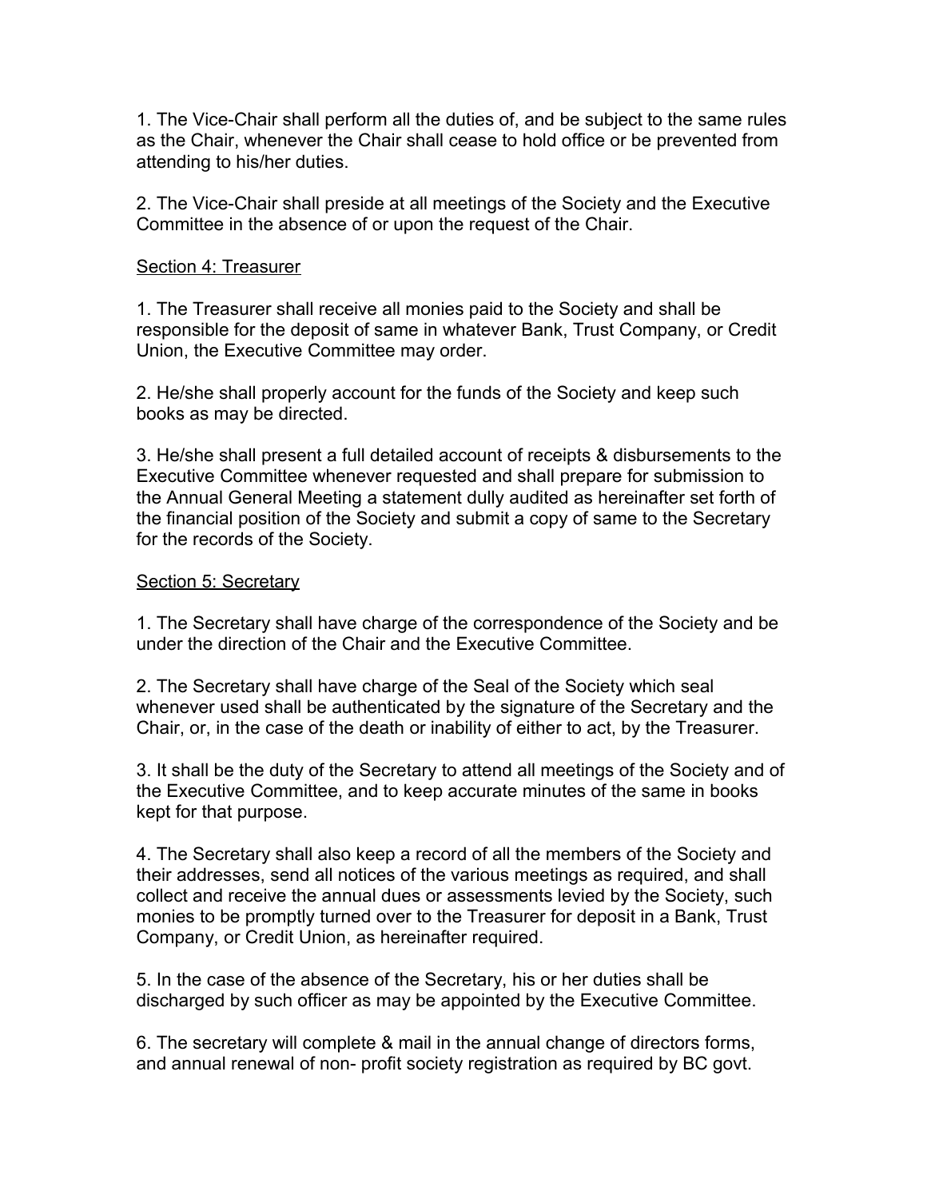1. The Vice-Chair shall perform all the duties of, and be subject to the same rules as the Chair, whenever the Chair shall cease to hold office or be prevented from attending to his/her duties.

2. The Vice-Chair shall preside at all meetings of the Society and the Executive Committee in the absence of or upon the request of the Chair.

<u>Section 4: Treasurer</u>

1. The Treasurer shall receive all monies paid to the Society and shall be responsible for the deposit of same in whatever Bank, Trust Company, or Credit Union, the Executive Committee may order.

2. He/she shall properly account for the funds of the Society and keep such books as may be directed.

3. He/she shall present a full detailed account of receipts & disbursements to the Executive Committee whenever requested and shall prepare for submission to the Annual General Meeting a statement dully audited as hereinafter set forth of the financial position of the Society and submit a copy of same to the Secretary for the records of the Society.

<u>Section 5: Secretary</u>

1. The Secretary shall have charge of the correspondence of the Society and be under the direction of the Chair and the Executive Committee.

2. The Secretary shall have charge of the Seal of the Society which seal whenever used shall be authenticated by the signature of the Secretary and the Chair, or, in the case of the death or inability of either to act, by the Treasurer.

3. It shall be the duty of the Secretary to attend all meetings of the Society and of the Executive Committee, and to keep accurate minutes of the same in books kept for that purpose.

4. The Secretary shall also keep a record of all the members of the Society and their addresses, send all notices of the various meetings as required, and shall collect and receive the annual dues or assessments levied by the Society, such monies to be promptly turned over to the Treasurer for deposit in a Bank, Trust Company, or Credit Union, as hereinafter required.

5. In the case of the absence of the Secretary, his or her duties shall be discharged by such officer as may be appointed by the Executive Committee.

6. The secretary will complete & mail in the annual change of directors forms, and annual renewal of non- profit society registration as required by BC govt.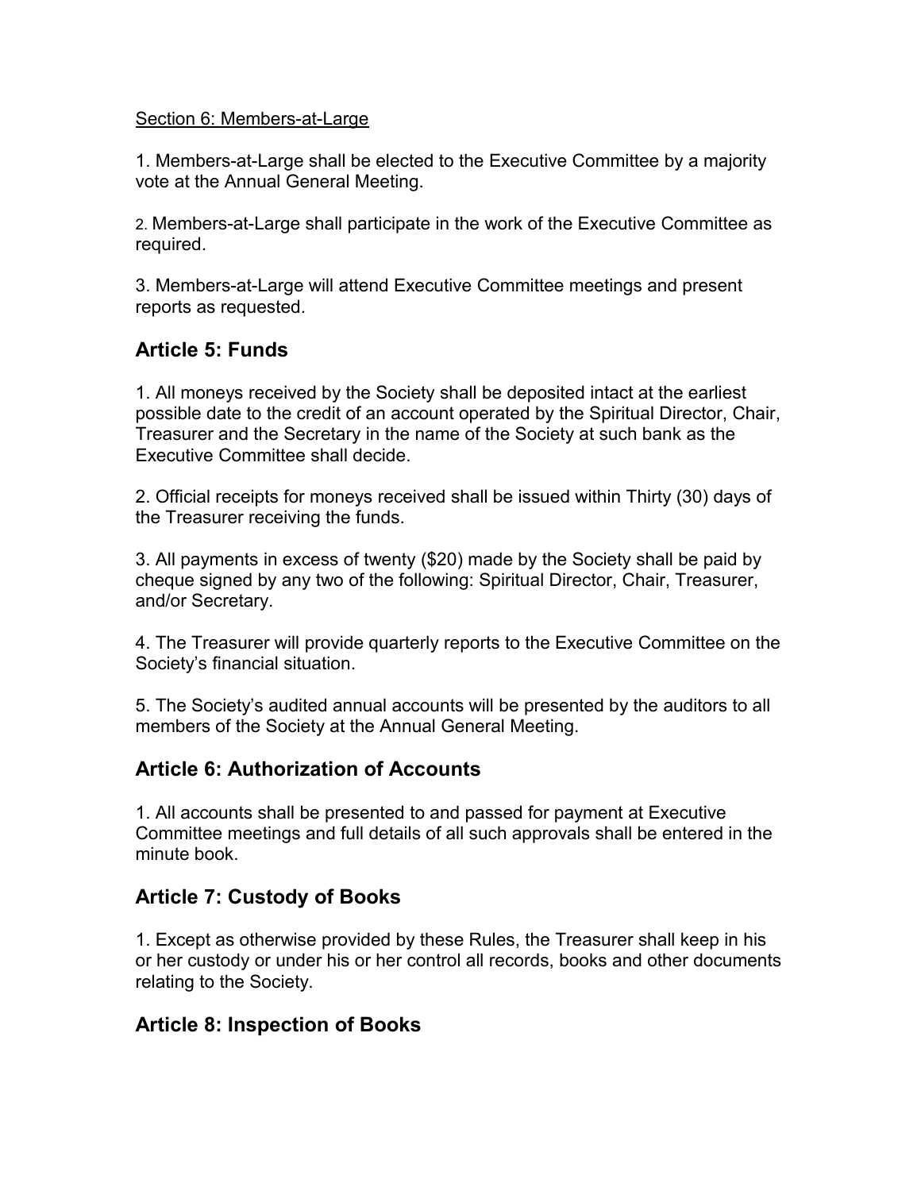Section 6: Members-at-Large

1. Members-at-Large shall be elected to the Executive Committee by a majority vote at the Annual General Meeting.

2. Members-at-Large shall participate in the work of the Executive Committee as required.

3. Members-at-Large will attend Executive Committee meetings and present reports as requested.

## Article 5: Funds

1. All moneys received by the Society shall be deposited intact at the earliest possible date to the credit of an account operated by the Spiritual Director, Chair, Treasurer and the Secretary in the name of the Society at such bank as the Executive Committee shall decide.

2. Official receipts for moneys received shall be issued within Thirty (30) days of the Treasurer receiving the funds.

3. All payments in excess of twenty ($20) made by the Society shall be paid by cheque signed by any two of the following: Spiritual Director, Chair, Treasurer, and/or Secretary.

4. The Treasurer will provide quarterly reports to the Executive Committee on the Society's financial situation.

5. The Society's audited annual accounts will be presented by the auditors to all members of the Society at the Annual General Meeting.

## Article 6: Authorization of Accounts

1. All accounts shall be presented to and passed for payment at Executive Committee meetings and full details of all such approvals shall be entered in the minute book.

## Article 7: Custody of Books

1. Except as otherwise provided by these Rules, the Treasurer shall keep in his or her custody or under his or her control all records, books and other documents relating to the Society.

## Article 8: Inspection of Books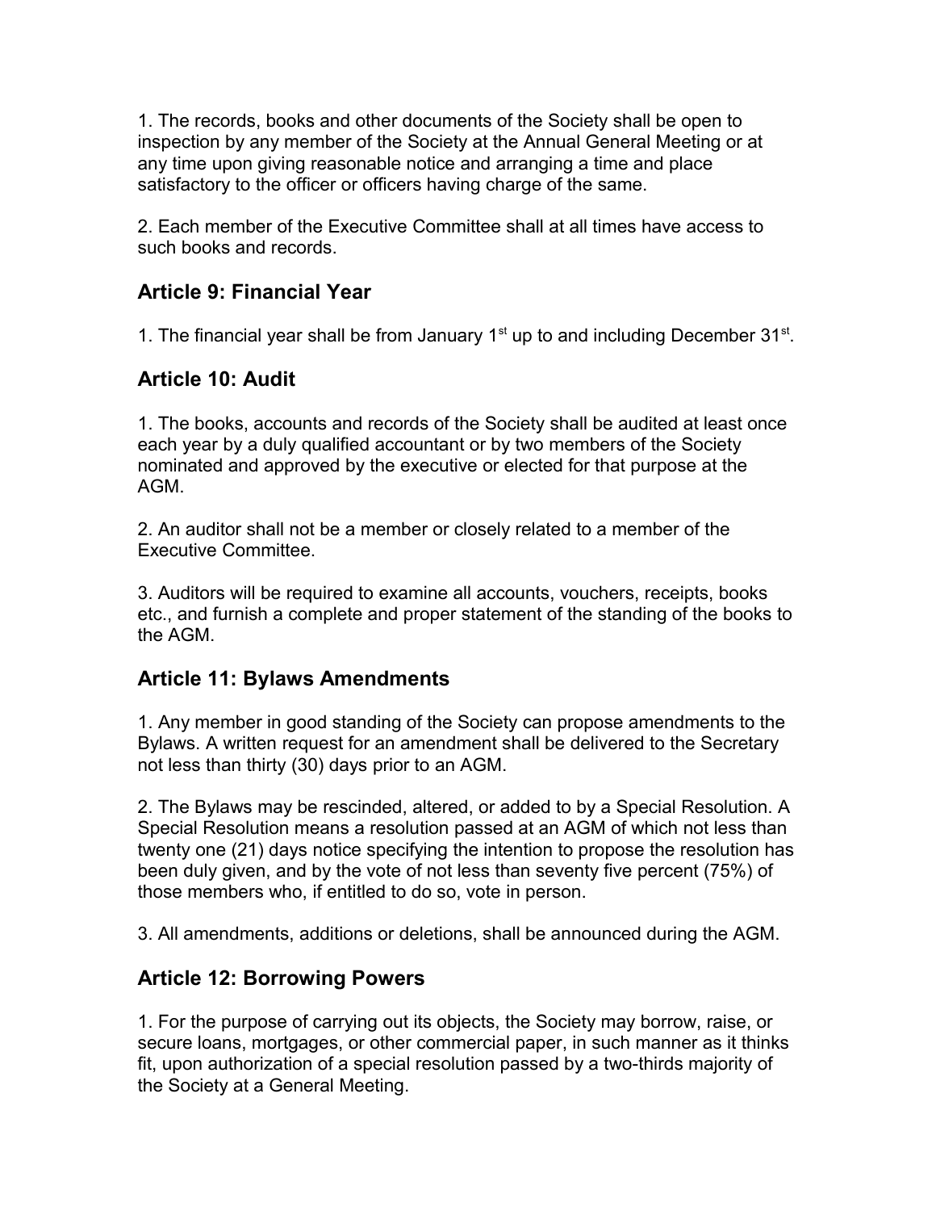1. The records, books and other documents of the Society shall be open to inspection by any member of the Society at the Annual General Meeting or at any time upon giving reasonable notice and arranging a time and place satisfactory to the officer or officers having charge of the same.

2. Each member of the Executive Committee shall at all times have access to such books and records.

## Article 9: Financial Year

1. The financial year shall be from January 1st up to and including December 31st.

## Article 10: Audit

1. The books, accounts and records of the Society shall be audited at least once each year by a duly qualified accountant or by two members of the Society nominated and approved by the executive or elected for that purpose at the AGM.

2. An auditor shall not be a member or closely related to a member of the Executive Committee.

3. Auditors will be required to examine all accounts, vouchers, receipts, books etc., and furnish a complete and proper statement of the standing of the books to the AGM.

## Article 11: Bylaws Amendments

1. Any member in good standing of the Society can propose amendments to the Bylaws. A written request for an amendment shall be delivered to the Secretary not less than thirty (30) days prior to an AGM.

2. The Bylaws may be rescinded, altered, or added to by a Special Resolution. A Special Resolution means a resolution passed at an AGM of which not less than twenty one (21) days notice specifying the intention to propose the resolution has been duly given, and by the vote of not less than seventy five percent (75%) of those members who, if entitled to do so, vote in person.

3. All amendments, additions or deletions, shall be announced during the AGM.

## Article 12: Borrowing Powers

1. For the purpose of carrying out its objects, the Society may borrow, raise, or secure loans, mortgages, or other commercial paper, in such manner as it thinks fit, upon authorization of a special resolution passed by a two-thirds majority of the Society at a General Meeting.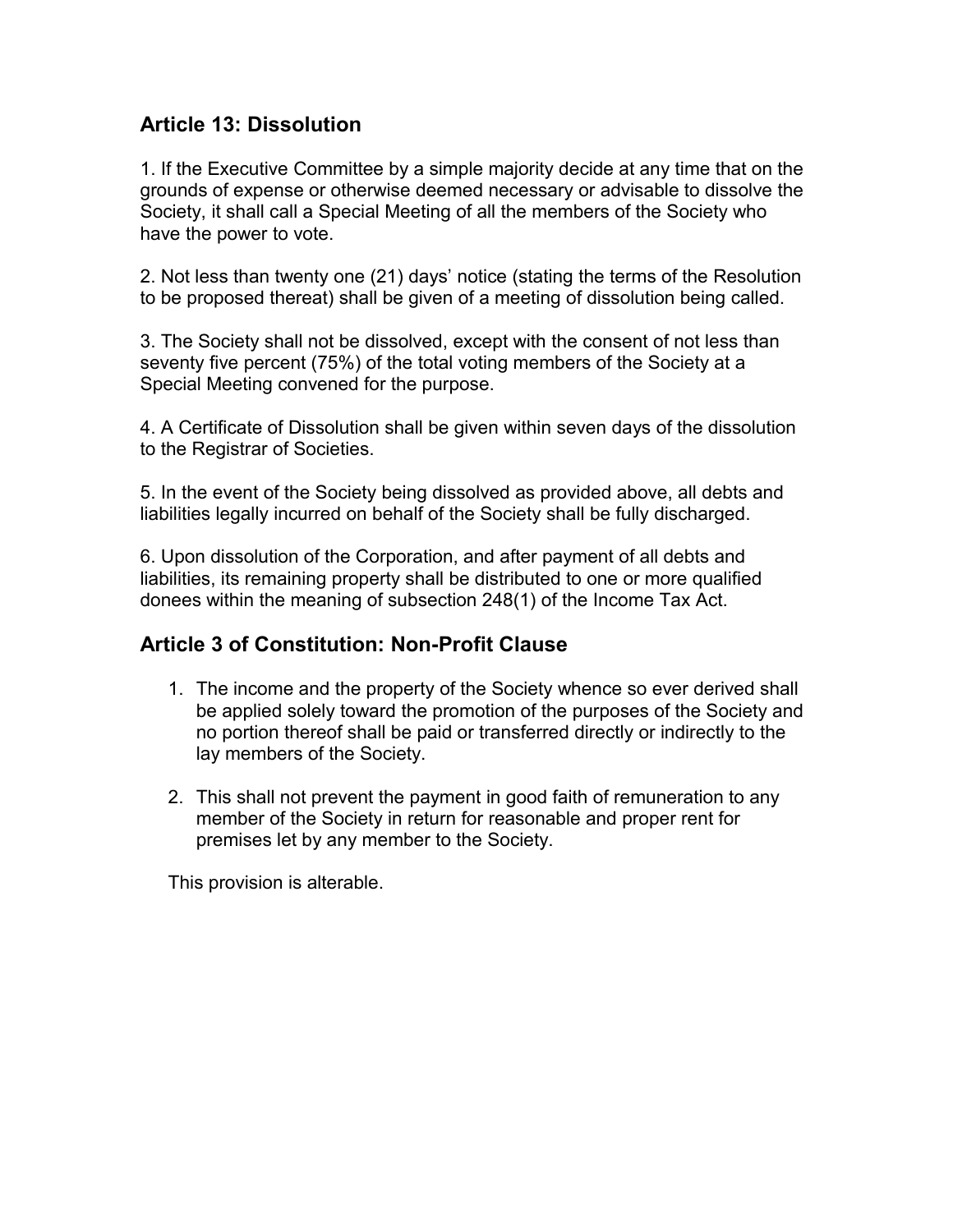## Article 13: Dissolution

1. If the Executive Committee by a simple majority decide at any time that on the grounds of expense or otherwise deemed necessary or advisable to dissolve the Society, it shall call a Special Meeting of all the members of the Society who have the power to vote.

2. Not less than twenty one (21) days' notice (stating the terms of the Resolution to be proposed thereat) shall be given of a meeting of dissolution being called.

3. The Society shall not be dissolved, except with the consent of not less than seventy five percent (75%) of the total voting members of the Society at a Special Meeting convened for the purpose.

4. A Certificate of Dissolution shall be given within seven days of the dissolution to the Registrar of Societies.

5. In the event of the Society being dissolved as provided above, all debts and liabilities legally incurred on behalf of the Society shall be fully discharged.

6. Upon dissolution of the Corporation, and after payment of all debts and liabilities, its remaining property shall be distributed to one or more qualified donees within the meaning of subsection 248(1) of the Income Tax Act.

## Article 3 of Constitution: Non-Profit Clause

1. The income and the property of the Society whence so ever derived shall be applied solely toward the promotion of the purposes of the Society and no portion thereof shall be paid or transferred directly or indirectly to the lay members of the Society.

2. This shall not prevent the payment in good faith of remuneration to any member of the Society in return for reasonable and proper rent for premises let by any member to the Society.

This provision is alterable.